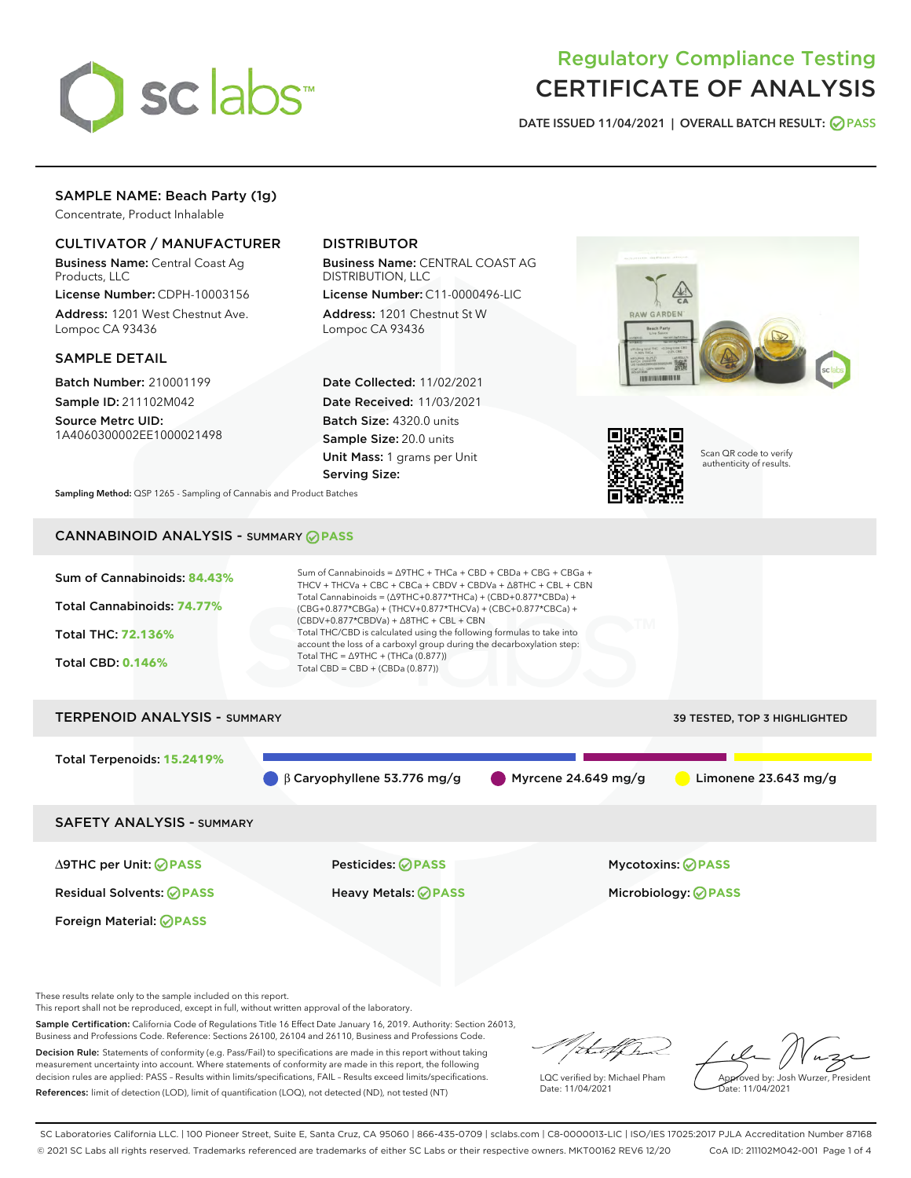# Regulatory Compliance Testing
# CERTIFICATE OF ANALYSIS

DATE ISSUED 11/04/2021 | OVERALL BATCH RESULT: PASS

## SAMPLE NAME: Beach Party (1g)

Concentrate, Product Inhalable

### CULTIVATOR / MANUFACTURER

**Business Name:** Central Coast Ag Products, LLC
**License Number:** CDPH-10003156
**Address:** 1201 West Chestnut Ave. Lompoc CA 93436

### DISTRIBUTOR

**Business Name:** CENTRAL COAST AG DISTRIBUTION, LLC
**License Number:** C11-0000496-LIC
**Address:** 1201 Chestnut St W Lompoc CA 93436

### SAMPLE DETAIL

**Batch Number:** 210001199
**Sample ID:** 211102M042
**Source Metrc UID:** 1A4060300002EE1000021498

**Date Collected:** 11/02/2021
**Date Received:** 11/03/2021
**Batch Size:** 4320.0 units
**Sample Size:** 20.0 units
**Unit Mass:** 1 grams per Unit
**Serving Size:**

Scan QR code to verify authenticity of results.

**Sampling Method:** QSP 1265 - Sampling of Cannabis and Product Batches

## CANNABINOID ANALYSIS - SUMMARY PASS

Sum of Cannabinoids: **84.43%**
Total Cannabinoids: **74.77%**
Total THC: **72.136%**
Total CBD: **0.146%**

Sum of Cannabinoids = Δ9THC + THCa + CBD + CBDa + CBG + CBGa + THCV + THCVa + CBC + CBCa + CBDV + CBDVa + Δ8THC + CBL + CBN
Total Cannabinoids = (Δ9THC+0.877*THCa) + (CBD+0.877*CBDa) + (CBG+0.877*CBGa) + (THCV+0.877*THCVa) + (CBC+0.877*CBCa) + (CBDV+0.877*CBDVa) + Δ8THC + CBL + CBN
Total THC/CBD is calculated using the following formulas to take into account the loss of a carboxyl group during the decarboxylation step:
Total THC = Δ9THC + (THCa (0.877))
Total CBD = CBD + (CBDa (0.877))

## TERPENOID ANALYSIS - SUMMARY

39 TESTED, TOP 3 HIGHLIGHTED

Total Terpenoids: **15.2419%**

β Caryophyllene 53.776 mg/g | Myrcene 24.649 mg/g | Limonene 23.643 mg/g

## SAFETY ANALYSIS - SUMMARY

| | | |
|---|---|---|
| Δ9THC per Unit: PASS | Pesticides: PASS | Mycotoxins: PASS |
| Residual Solvents: PASS | Heavy Metals: PASS | Microbiology: PASS |
| Foreign Material: PASS | | |

These results relate only to the sample included on this report.
This report shall not be reproduced, except in full, without written approval of the laboratory.

**Sample Certification:** California Code of Regulations Title 16 Effect Date January 16, 2019. Authority: Section 26013, Business and Professions Code. Reference: Sections 26100, 26104 and 26110, Business and Professions Code.

**Decision Rule:** Statements of conformity (e.g. Pass/Fail) to specifications are made in this report without taking measurement uncertainty into account. Where statements of conformity are made in this report, the following decision rules are applied: PASS – Results within limits/specifications, FAIL – Results exceed limits/specifications.

**References:** limit of detection (LOD), limit of quantification (LOQ), not detected (ND), not tested (NT)

LQC verified by: Michael Pham
Date: 11/04/2021

Approved by: Josh Wurzer, President
Date: 11/04/2021

SC Laboratories California LLC. | 100 Pioneer Street, Suite E, Santa Cruz, CA 95060 | 866-435-0709 | sclabs.com | C8-0000013-LIC | ISO/IES 17025:2017 PJLA Accreditation Number 87168
© 2021 SC Labs all rights reserved. Trademarks referenced are trademarks of either SC Labs or their respective owners. MKT00162 REV6 12/20 CoA ID: 211102M042-001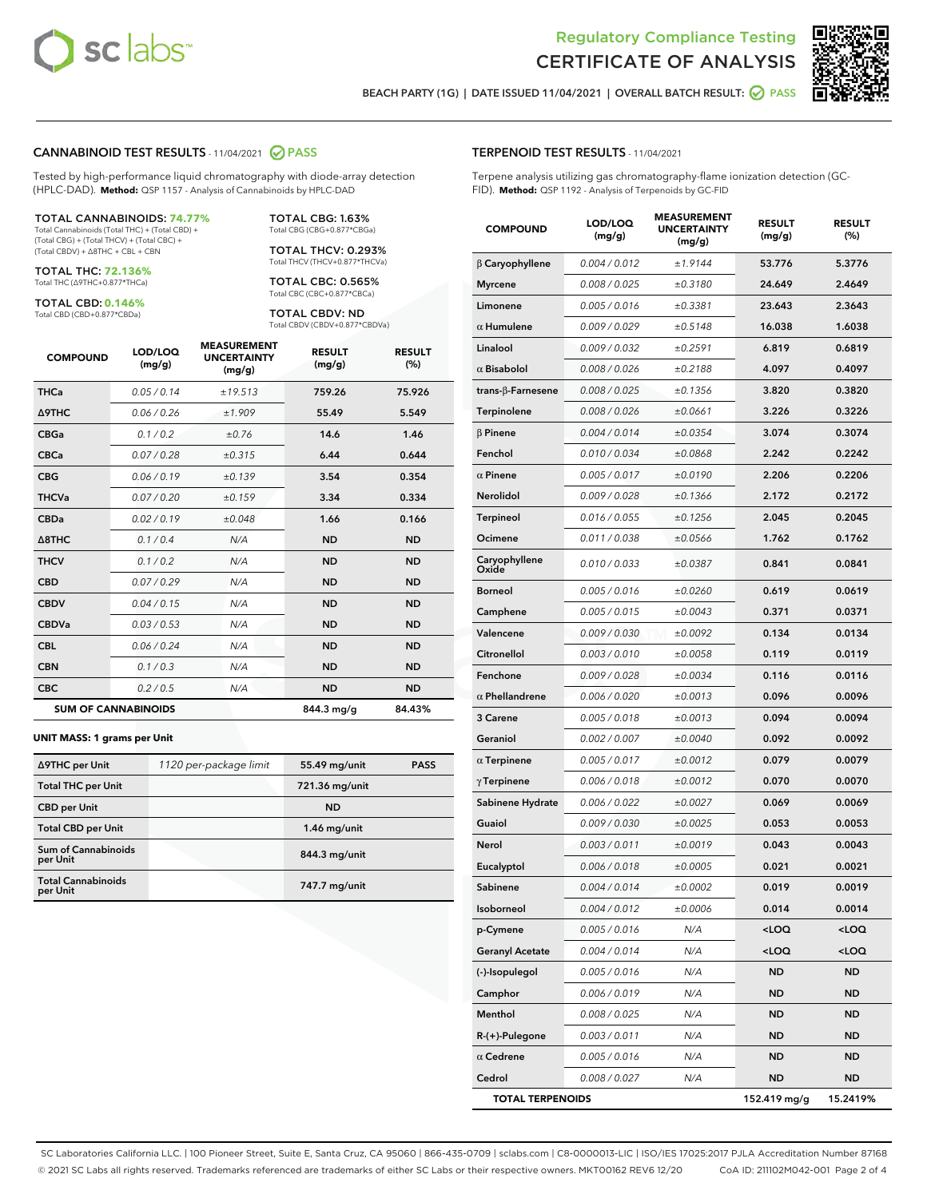# Regulatory Compliance Testing

## CERTIFICATE OF ANALYSIS

BEACH PARTY (1G) | DATE ISSUED 11/04/2021 | OVERALL BATCH RESULT: PASS

### CANNABINOID TEST RESULTS - 11/04/2021 PASS

Tested by high-performance liquid chromatography with diode-array detection (HPLC-DAD). **Method:** QSP 1157 - Analysis of Cannabinoids by HPLC-DAD

**TOTAL CANNABINOIDS: 74.77%**
Total Cannabinoids (Total THC) + (Total CBD) + (Total CBG) + (Total THCV) + (Total CBC) + (Total CBDV) + Δ8THC + CBL + CBN

**TOTAL THC: 72.136%**
Total THC (Δ9THC+0.877*THCa)

**TOTAL CBD: 0.146%**
Total CBD (CBD+0.877*CBDa)

**TOTAL CBG: 1.63%**
Total CBG (CBG+0.877*CBGa)

**TOTAL THCV: 0.293%**
Total THCV (THCV+0.877*THCVa)

**TOTAL CBC: 0.565%**
Total CBC (CBC+0.877*CBCa)

**TOTAL CBDV: ND**
Total CBDV (CBDV+0.877*CBDVa)

| COMPOUND | LOD/LOQ (mg/g) | MEASUREMENT UNCERTAINTY (mg/g) | RESULT (mg/g) | RESULT (%) |
|---|---|---|---|---|
| THCa | 0.05 / 0.14 | ±19.513 | 759.26 | 75.926 |
| Δ9THC | 0.06 / 0.26 | ±1.909 | 55.49 | 5.549 |
| CBGa | 0.1 / 0.2 | ±0.76 | 14.6 | 1.46 |
| CBCa | 0.07 / 0.28 | ±0.315 | 6.44 | 0.644 |
| CBG | 0.06 / 0.19 | ±0.139 | 3.54 | 0.354 |
| THCVa | 0.07 / 0.20 | ±0.159 | 3.34 | 0.334 |
| CBDa | 0.02 / 0.19 | ±0.048 | 1.66 | 0.166 |
| Δ8THC | 0.1 / 0.4 | N/A | ND | ND |
| THCV | 0.1 / 0.2 | N/A | ND | ND |
| CBD | 0.07 / 0.29 | N/A | ND | ND |
| CBDV | 0.04 / 0.15 | N/A | ND | ND |
| CBDVa | 0.03 / 0.53 | N/A | ND | ND |
| CBL | 0.06 / 0.24 | N/A | ND | ND |
| CBN | 0.1 / 0.3 | N/A | ND | ND |
| CBC | 0.2 / 0.5 | N/A | ND | ND |
| **SUM OF CANNABINOIDS** | | | **844.3 mg/g** | **84.43%** |

**UNIT MASS: 1 grams per Unit**

| | | | |
|---|---|---|---|
| Δ9THC per Unit | 1120 per-package limit | 55.49 mg/unit | PASS |
| Total THC per Unit | | 721.36 mg/unit | |
| CBD per Unit | | ND | |
| Total CBD per Unit | | 1.46 mg/unit | |
| Sum of Cannabinoids per Unit | | 844.3 mg/unit | |
| Total Cannabinoids per Unit | | 747.7 mg/unit | |

### TERPENOID TEST RESULTS - 11/04/2021

Terpene analysis utilizing gas chromatography-flame ionization detection (GC-FID). **Method:** QSP 1192 - Analysis of Terpenoids by GC-FID

| COMPOUND | LOD/LOQ (mg/g) | MEASUREMENT UNCERTAINTY (mg/g) | RESULT (mg/g) | RESULT (%) |
|---|---|---|---|---|
| β Caryophyllene | 0.004 / 0.012 | ±1.9144 | 53.776 | 5.3776 |
| Myrcene | 0.008 / 0.025 | ±0.3180 | 24.649 | 2.4649 |
| Limonene | 0.005 / 0.016 | ±0.3381 | 23.643 | 2.3643 |
| α Humulene | 0.009 / 0.029 | ±0.5148 | 16.038 | 1.6038 |
| Linalool | 0.009 / 0.032 | ±0.2591 | 6.819 | 0.6819 |
| α Bisabolol | 0.008 / 0.026 | ±0.2188 | 4.097 | 0.4097 |
| trans-β-Farnesene | 0.008 / 0.025 | ±0.1356 | 3.820 | 0.3820 |
| Terpinolene | 0.008 / 0.026 | ±0.0661 | 3.226 | 0.3226 |
| β Pinene | 0.004 / 0.014 | ±0.0354 | 3.074 | 0.3074 |
| Fenchol | 0.010 / 0.034 | ±0.0868 | 2.242 | 0.2242 |
| α Pinene | 0.005 / 0.017 | ±0.0190 | 2.206 | 0.2206 |
| Nerolidol | 0.009 / 0.028 | ±0.1366 | 2.172 | 0.2172 |
| Terpineol | 0.016 / 0.055 | ±0.1256 | 2.045 | 0.2045 |
| Ocimene | 0.011 / 0.038 | ±0.0566 | 1.762 | 0.1762 |
| Caryophyllene Oxide | 0.010 / 0.033 | ±0.0387 | 0.841 | 0.0841 |
| Borneol | 0.005 / 0.016 | ±0.0260 | 0.619 | 0.0619 |
| Camphene | 0.005 / 0.015 | ±0.0043 | 0.371 | 0.0371 |
| Valencene | 0.009 / 0.030 | ±0.0092 | 0.134 | 0.0134 |
| Citronellol | 0.003 / 0.010 | ±0.0058 | 0.119 | 0.0119 |
| Fenchone | 0.009 / 0.028 | ±0.0034 | 0.116 | 0.0116 |
| α Phellandrene | 0.006 / 0.020 | ±0.0013 | 0.096 | 0.0096 |
| 3 Carene | 0.005 / 0.018 | ±0.0013 | 0.094 | 0.0094 |
| Geraniol | 0.002 / 0.007 | ±0.0040 | 0.092 | 0.0092 |
| α Terpinene | 0.005 / 0.017 | ±0.0012 | 0.079 | 0.0079 |
| γ Terpinene | 0.006 / 0.018 | ±0.0012 | 0.070 | 0.0070 |
| Sabinene Hydrate | 0.006 / 0.022 | ±0.0027 | 0.069 | 0.0069 |
| Guaiol | 0.009 / 0.030 | ±0.0025 | 0.053 | 0.0053 |
| Nerol | 0.003 / 0.011 | ±0.0019 | 0.043 | 0.0043 |
| Eucalyptol | 0.006 / 0.018 | ±0.0005 | 0.021 | 0.0021 |
| Sabinene | 0.004 / 0.014 | ±0.0002 | 0.019 | 0.0019 |
| Isoborneol | 0.004 / 0.012 | ±0.0006 | 0.014 | 0.0014 |
| p-Cymene | 0.005 / 0.016 | N/A | <LOQ | <LOQ |
| Geranyl Acetate | 0.004 / 0.014 | N/A | <LOQ | <LOQ |
| (-)-Isopulegol | 0.005 / 0.016 | N/A | ND | ND |
| Camphor | 0.006 / 0.019 | N/A | ND | ND |
| Menthol | 0.008 / 0.025 | N/A | ND | ND |
| R-(+)-Pulegone | 0.003 / 0.011 | N/A | ND | ND |
| α Cedrene | 0.005 / 0.016 | N/A | ND | ND |
| Cedrol | 0.008 / 0.027 | N/A | ND | ND |
| **TOTAL TERPENOIDS** | | | **152.419 mg/g** | **15.2419%** |

SC Laboratories California LLC. | 100 Pioneer Street, Suite E, Santa Cruz, CA 95060 | 866-435-0709 | sclabs.com | C8-0000013-LIC | ISO/IES 17025:2017 PJLA Accreditation Number 87168
© 2021 SC Labs all rights reserved. Trademarks referenced are trademarks of either SC Labs or their respective owners. MKT00162 REV6 12/20 CoA ID: 211102M042-001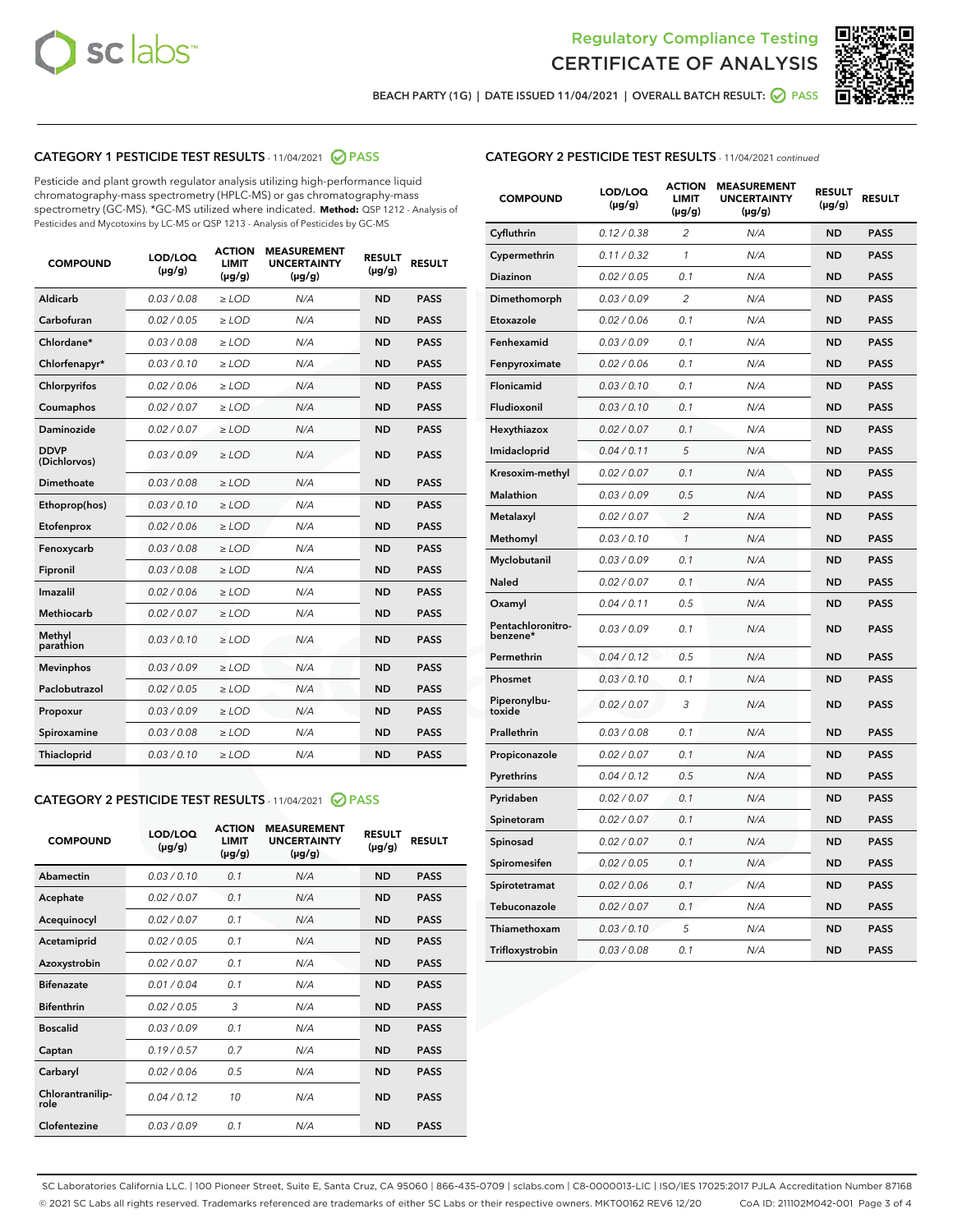Regulatory Compliance Testing
CERTIFICATE OF ANALYSIS

BEACH PARTY (1G) | DATE ISSUED 11/04/2021 | OVERALL BATCH RESULT: PASS

## CATEGORY 1 PESTICIDE TEST RESULTS - 11/04/2021 PASS

Pesticide and plant growth regulator analysis utilizing high-performance liquid chromatography-mass spectrometry (HPLC-MS) or gas chromatography-mass spectrometry (GC-MS). *GC-MS utilized where indicated. **Method:** QSP 1212 - Analysis of Pesticides and Mycotoxins by LC-MS or QSP 1213 - Analysis of Pesticides by GC-MS

| COMPOUND | LOD/LOQ (µg/g) | ACTION LIMIT (µg/g) | MEASUREMENT UNCERTAINTY (µg/g) | RESULT (µg/g) | RESULT |
|---|---|---|---|---|---|
| Aldicarb | 0.03 / 0.08 | ≥ LOD | N/A | ND | PASS |
| Carbofuran | 0.02 / 0.05 | ≥ LOD | N/A | ND | PASS |
| Chlordane* | 0.03 / 0.08 | ≥ LOD | N/A | ND | PASS |
| Chlorfenapyr* | 0.03 / 0.10 | ≥ LOD | N/A | ND | PASS |
| Chlorpyrifos | 0.02 / 0.06 | ≥ LOD | N/A | ND | PASS |
| Coumaphos | 0.02 / 0.07 | ≥ LOD | N/A | ND | PASS |
| Daminozide | 0.02 / 0.07 | ≥ LOD | N/A | ND | PASS |
| DDVP (Dichlorvos) | 0.03 / 0.09 | ≥ LOD | N/A | ND | PASS |
| Dimethoate | 0.03 / 0.08 | ≥ LOD | N/A | ND | PASS |
| Ethoprop(hos) | 0.03 / 0.10 | ≥ LOD | N/A | ND | PASS |
| Etofenprox | 0.02 / 0.06 | ≥ LOD | N/A | ND | PASS |
| Fenoxycarb | 0.03 / 0.08 | ≥ LOD | N/A | ND | PASS |
| Fipronil | 0.03 / 0.08 | ≥ LOD | N/A | ND | PASS |
| Imazalil | 0.02 / 0.06 | ≥ LOD | N/A | ND | PASS |
| Methiocarb | 0.02 / 0.07 | ≥ LOD | N/A | ND | PASS |
| Methyl parathion | 0.03 / 0.10 | ≥ LOD | N/A | ND | PASS |
| Mevinphos | 0.03 / 0.09 | ≥ LOD | N/A | ND | PASS |
| Paclobutrazol | 0.02 / 0.05 | ≥ LOD | N/A | ND | PASS |
| Propoxur | 0.03 / 0.09 | ≥ LOD | N/A | ND | PASS |
| Spiroxamine | 0.03 / 0.08 | ≥ LOD | N/A | ND | PASS |
| Thiacloprid | 0.03 / 0.10 | ≥ LOD | N/A | ND | PASS |

## CATEGORY 2 PESTICIDE TEST RESULTS - 11/04/2021 PASS

| COMPOUND | LOD/LOQ (µg/g) | ACTION LIMIT (µg/g) | MEASUREMENT UNCERTAINTY (µg/g) | RESULT (µg/g) | RESULT |
|---|---|---|---|---|---|
| Abamectin | 0.03 / 0.10 | 0.1 | N/A | ND | PASS |
| Acephate | 0.02 / 0.07 | 0.1 | N/A | ND | PASS |
| Acequinocyl | 0.02 / 0.07 | 0.1 | N/A | ND | PASS |
| Acetamiprid | 0.02 / 0.05 | 0.1 | N/A | ND | PASS |
| Azoxystrobin | 0.02 / 0.07 | 0.1 | N/A | ND | PASS |
| Bifenazate | 0.01 / 0.04 | 0.1 | N/A | ND | PASS |
| Bifenthrin | 0.02 / 0.05 | 3 | N/A | ND | PASS |
| Boscalid | 0.03 / 0.09 | 0.1 | N/A | ND | PASS |
| Captan | 0.19 / 0.57 | 0.7 | N/A | ND | PASS |
| Carbaryl | 0.02 / 0.06 | 0.5 | N/A | ND | PASS |
| Chlorantraniliprole | 0.04 / 0.12 | 10 | N/A | ND | PASS |
| Clofentezine | 0.03 / 0.09 | 0.1 | N/A | ND | PASS |
| Cyfluthrin | 0.12 / 0.38 | 2 | N/A | ND | PASS |
| Cypermethrin | 0.11 / 0.32 | 1 | N/A | ND | PASS |
| Diazinon | 0.02 / 0.05 | 0.1 | N/A | ND | PASS |
| Dimethomorph | 0.03 / 0.09 | 2 | N/A | ND | PASS |
| Etoxazole | 0.02 / 0.06 | 0.1 | N/A | ND | PASS |
| Fenhexamid | 0.03 / 0.09 | 0.1 | N/A | ND | PASS |
| Fenpyroximate | 0.02 / 0.06 | 0.1 | N/A | ND | PASS |
| Flonicamid | 0.03 / 0.10 | 0.1 | N/A | ND | PASS |
| Fludioxonil | 0.03 / 0.10 | 0.1 | N/A | ND | PASS |
| Hexythiazox | 0.02 / 0.07 | 0.1 | N/A | ND | PASS |
| Imidacloprid | 0.04 / 0.11 | 5 | N/A | ND | PASS |
| Kresoxim-methyl | 0.02 / 0.07 | 0.1 | N/A | ND | PASS |
| Malathion | 0.03 / 0.09 | 0.5 | N/A | ND | PASS |
| Metalaxyl | 0.02 / 0.07 | 2 | N/A | ND | PASS |
| Methomyl | 0.03 / 0.10 | 1 | N/A | ND | PASS |
| Myclobutanil | 0.03 / 0.09 | 0.1 | N/A | ND | PASS |
| Naled | 0.02 / 0.07 | 0.1 | N/A | ND | PASS |
| Oxamyl | 0.04 / 0.11 | 0.5 | N/A | ND | PASS |
| Pentachloronitrobenzene* | 0.03 / 0.09 | 0.1 | N/A | ND | PASS |
| Permethrin | 0.04 / 0.12 | 0.5 | N/A | ND | PASS |
| Phosmet | 0.03 / 0.10 | 0.1 | N/A | ND | PASS |
| Piperonylbutoxide | 0.02 / 0.07 | 3 | N/A | ND | PASS |
| Prallethrin | 0.03 / 0.08 | 0.1 | N/A | ND | PASS |
| Propiconazole | 0.02 / 0.07 | 0.1 | N/A | ND | PASS |
| Pyrethrins | 0.04 / 0.12 | 0.5 | N/A | ND | PASS |
| Pyridaben | 0.02 / 0.07 | 0.1 | N/A | ND | PASS |
| Spinetoram | 0.02 / 0.07 | 0.1 | N/A | ND | PASS |
| Spinosad | 0.02 / 0.07 | 0.1 | N/A | ND | PASS |
| Spiromesifen | 0.02 / 0.05 | 0.1 | N/A | ND | PASS |
| Spirotetramat | 0.02 / 0.06 | 0.1 | N/A | ND | PASS |
| Tebuconazole | 0.02 / 0.07 | 0.1 | N/A | ND | PASS |
| Thiamethoxam | 0.03 / 0.10 | 5 | N/A | ND | PASS |
| Trifloxystrobin | 0.03 / 0.08 | 0.1 | N/A | ND | PASS |

SC Laboratories California LLC. | 100 Pioneer Street, Suite E, Santa Cruz, CA 95060 | 866-435-0709 | sclabs.com | C8-0000013-LIC | ISO/IES 17025:2017 PJLA Accreditation Number 87168
© 2021 SC Labs all rights reserved. Trademarks referenced are trademarks of either SC Labs or their respective owners. MKT00162 REV6 12/20 CoA ID: 211102M042-001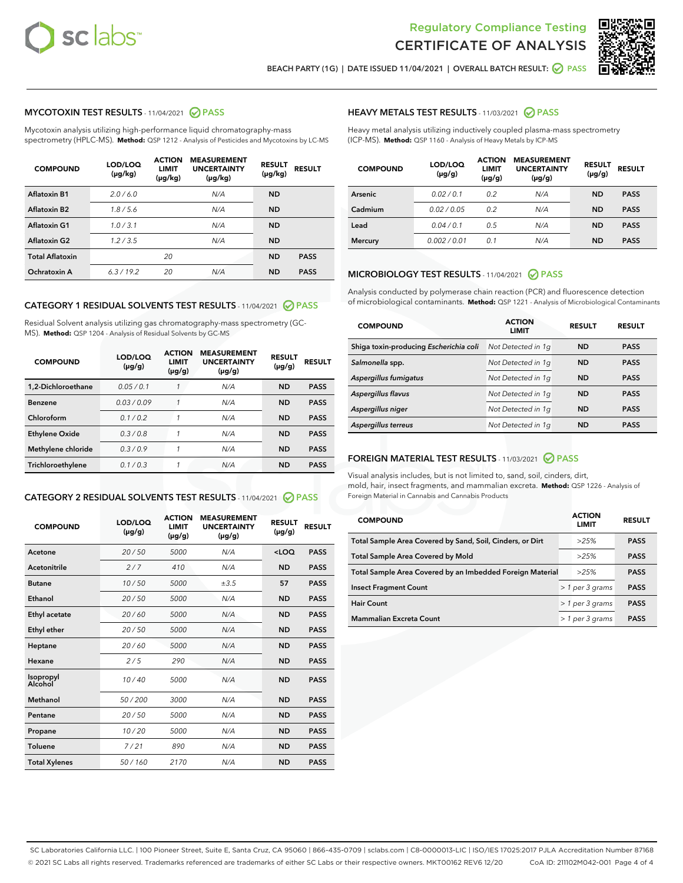Regulatory Compliance Testing
# CERTIFICATE OF ANALYSIS

BEACH PARTY (1G) | DATE ISSUED 11/04/2021 | OVERALL BATCH RESULT: PASS

## MYCOTOXIN TEST RESULTS - 11/04/2021 PASS

Mycotoxin analysis utilizing high-performance liquid chromatography-mass spectrometry (HPLC-MS). **Method:** QSP 1212 - Analysis of Pesticides and Mycotoxins by LC-MS

| COMPOUND | LOD/LOQ (µg/kg) | ACTION LIMIT (µg/kg) | MEASUREMENT UNCERTAINTY (µg/kg) | RESULT (µg/kg) | RESULT |
|---|---|---|---|---|---|
| Aflatoxin B1 | 2.0 / 6.0 | | N/A | ND | |
| Aflatoxin B2 | 1.8 / 5.6 | | N/A | ND | |
| Aflatoxin G1 | 1.0 / 3.1 | | N/A | ND | |
| Aflatoxin G2 | 1.2 / 3.5 | | N/A | ND | |
| Total Aflatoxin | | 20 | | ND | PASS |
| Ochratoxin A | 6.3 / 19.2 | 20 | N/A | ND | PASS |

## CATEGORY 1 RESIDUAL SOLVENTS TEST RESULTS - 11/04/2021 PASS

Residual Solvent analysis utilizing gas chromatography-mass spectrometry (GC-MS). **Method:** QSP 1204 - Analysis of Residual Solvents by GC-MS

| COMPOUND | LOD/LOQ (µg/g) | ACTION LIMIT (µg/g) | MEASUREMENT UNCERTAINTY (µg/g) | RESULT (µg/g) | RESULT |
|---|---|---|---|---|---|
| 1,2-Dichloroethane | 0.05 / 0.1 | 1 | N/A | ND | PASS |
| Benzene | 0.03 / 0.09 | 1 | N/A | ND | PASS |
| Chloroform | 0.1 / 0.2 | 1 | N/A | ND | PASS |
| Ethylene Oxide | 0.3 / 0.8 | 1 | N/A | ND | PASS |
| Methylene chloride | 0.3 / 0.9 | 1 | N/A | ND | PASS |
| Trichloroethylene | 0.1 / 0.3 | 1 | N/A | ND | PASS |

## CATEGORY 2 RESIDUAL SOLVENTS TEST RESULTS - 11/04/2021 PASS

| COMPOUND | LOD/LOQ (µg/g) | ACTION LIMIT (µg/g) | MEASUREMENT UNCERTAINTY (µg/g) | RESULT (µg/g) | RESULT |
|---|---|---|---|---|---|
| Acetone | 20 / 50 | 5000 | N/A | <LOQ | PASS |
| Acetonitrile | 2 / 7 | 410 | N/A | ND | PASS |
| Butane | 10 / 50 | 5000 | ±3.5 | 57 | PASS |
| Ethanol | 20 / 50 | 5000 | N/A | ND | PASS |
| Ethyl acetate | 20 / 60 | 5000 | N/A | ND | PASS |
| Ethyl ether | 20 / 50 | 5000 | N/A | ND | PASS |
| Heptane | 20 / 60 | 5000 | N/A | ND | PASS |
| Hexane | 2 / 5 | 290 | N/A | ND | PASS |
| Isopropyl Alcohol | 10 / 40 | 5000 | N/A | ND | PASS |
| Methanol | 50 / 200 | 3000 | N/A | ND | PASS |
| Pentane | 20 / 50 | 5000 | N/A | ND | PASS |
| Propane | 10 / 20 | 5000 | N/A | ND | PASS |
| Toluene | 7 / 21 | 890 | N/A | ND | PASS |
| Total Xylenes | 50 / 160 | 2170 | N/A | ND | PASS |

## HEAVY METALS TEST RESULTS - 11/03/2021 PASS

Heavy metal analysis utilizing inductively coupled plasma-mass spectrometry (ICP-MS). **Method:** QSP 1160 - Analysis of Heavy Metals by ICP-MS

| COMPOUND | LOD/LOQ (µg/g) | ACTION LIMIT (µg/g) | MEASUREMENT UNCERTAINTY (µg/g) | RESULT (µg/g) | RESULT |
|---|---|---|---|---|---|
| Arsenic | 0.02 / 0.1 | 0.2 | N/A | ND | PASS |
| Cadmium | 0.02 / 0.05 | 0.2 | N/A | ND | PASS |
| Lead | 0.04 / 0.1 | 0.5 | N/A | ND | PASS |
| Mercury | 0.002 / 0.01 | 0.1 | N/A | ND | PASS |

## MICROBIOLOGY TEST RESULTS - 11/04/2021 PASS

Analysis conducted by polymerase chain reaction (PCR) and fluorescence detection of microbiological contaminants. **Method:** QSP 1221 - Analysis of Microbiological Contaminants

| COMPOUND | ACTION LIMIT | RESULT | RESULT |
|---|---|---|---|
| Shiga toxin-producing *Escherichia coli* | Not Detected in 1g | ND | PASS |
| *Salmonella* spp. | Not Detected in 1g | ND | PASS |
| *Aspergillus fumigatus* | Not Detected in 1g | ND | PASS |
| *Aspergillus flavus* | Not Detected in 1g | ND | PASS |
| *Aspergillus niger* | Not Detected in 1g | ND | PASS |
| *Aspergillus terreus* | Not Detected in 1g | ND | PASS |

## FOREIGN MATERIAL TEST RESULTS - 11/03/2021 PASS

Visual analysis includes, but is not limited to, sand, soil, cinders, dirt, mold, hair, insect fragments, and mammalian excreta. **Method:** QSP 1226 - Analysis of Foreign Material in Cannabis and Cannabis Products

| COMPOUND | ACTION LIMIT | RESULT |
|---|---|---|
| Total Sample Area Covered by Sand, Soil, Cinders, or Dirt | >25% | PASS |
| Total Sample Area Covered by Mold | >25% | PASS |
| Total Sample Area Covered by an Imbedded Foreign Material | >25% | PASS |
| Insect Fragment Count | > 1 per 3 grams | PASS |
| Hair Count | > 1 per 3 grams | PASS |
| Mammalian Excreta Count | > 1 per 3 grams | PASS |

SC Laboratories California LLC. | 100 Pioneer Street, Suite E, Santa Cruz, CA 95060 | 866-435-0709 | sclabs.com | C8-0000013-LIC | ISO/IES 17025:2017 PJLA Accreditation Number 87168
© 2021 SC Labs all rights reserved. Trademarks referenced are trademarks of either SC Labs or their respective owners. MKT00162 REV6 12/20 CoA ID: 211102M042-001